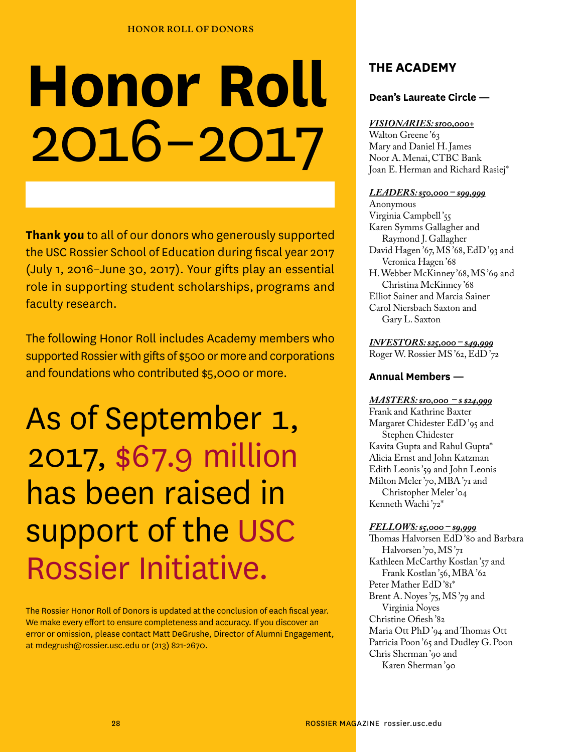# Honor Roll 2016–2017

**Thank you** to all of our donors who generously supported the USC Rossier School of Education during fiscal year 2017 (July 1, 2016–June 30, 2017). Your gifts play an essential role in supporting student scholarships, programs and faculty research.

The following Honor Roll includes Academy members who supported Rossier with gifts of $500 or more and corporations and foundations who contributed $5,000 or more.

As of September 1, 2017, $67.9 million has been raised in support of the USC Rossier Initiative.

The Rossier Honor Roll of Donors is updated at the conclusion of each fiscal year. We make every effort to ensure completeness and accuracy. If you discover an error or omission, please contact Matt DeGrushe, Director of Alumni Engagement, at mdegrush@rossier.usc.edu or (213) 821-2670.

## THE ACADEMY

### Dean's Laureate Circle —

***VISIONARIES: $100,000+***

Walton Greene '63
Mary and Daniel H. James
Noor A. Menai, CTBC Bank
Joan E. Herman and Richard Rasiej*

***LEADERS: $50,000 – $99,999***

Anonymous
Virginia Campbell '55
Karen Symms Gallagher and Raymond J. Gallagher
David Hagen '67, MS '68, EdD '93 and Veronica Hagen '68
H. Webber McKinney '68, MS '69 and Christina McKinney '68
Elliot Sainer and Marcia Sainer
Carol Niersbach Saxton and Gary L. Saxton

***INVESTORS: $25,000 – $49,999***

Roger W. Rossier MS '62, EdD '72

### Annual Members —

***MASTERS: $10,000 – $ $24,999***

Frank and Kathrine Baxter
Margaret Chidester EdD '95 and Stephen Chidester
Kavita Gupta and Rahul Gupta*
Alicia Ernst and John Katzman
Edith Leonis '59 and John Leonis
Milton Meler '70, MBA '71 and Christopher Meler '04
Kenneth Wachi '72*

***FELLOWS: $5,000 – $9,999***

Thomas Halvorsen EdD '80 and Barbara Halvorsen '70, MS '71
Kathleen McCarthy Kostlan '57 and Frank Kostlan '56, MBA '62
Peter Mather EdD '81*
Brent A. Noyes '75, MS '79 and Virginia Noyes
Christine Ofiesh '82
Maria Ott PhD '94 and Thomas Ott
Patricia Poon '65 and Dudley G. Poon
Chris Sherman '90 and Karen Sherman '90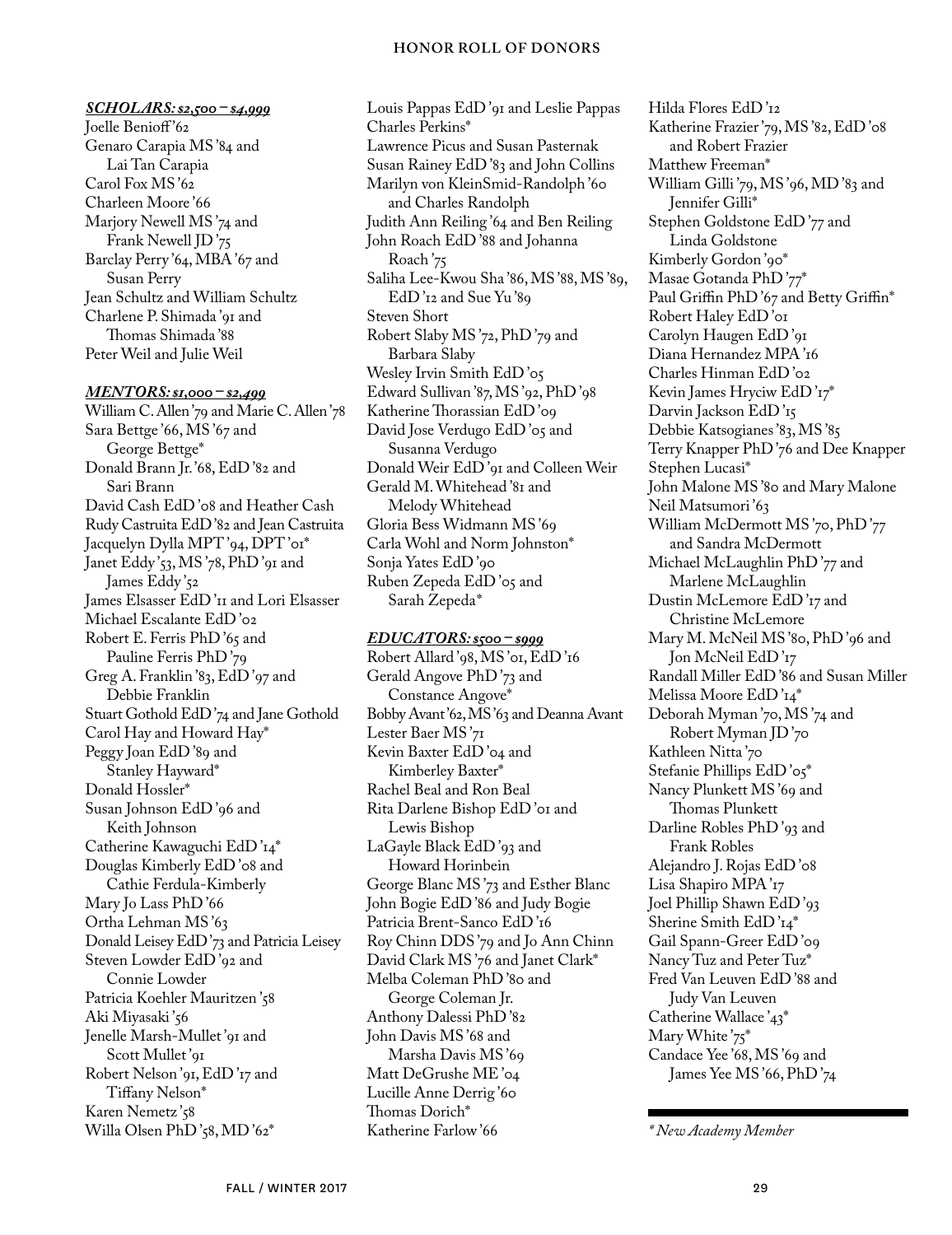# HONOR ROLL OF DONORS

***SCHOLARS: $2,500 – $4,999***

Joelle Benioff '62
Genaro Carapia MS '84 and Lai Tan Carapia
Carol Fox MS '62
Charleen Moore '66
Marjory Newell MS '74 and Frank Newell JD '75
Barclay Perry '64, MBA '67 and Susan Perry
Jean Schultz and William Schultz
Charlene P. Shimada '91 and Thomas Shimada '88
Peter Weil and Julie Weil

***MENTORS: $1,000 – $2,499***

William C. Allen '79 and Marie C. Allen '78
Sara Bettge '66, MS '67 and George Bettge*
Donald Brann Jr. '68, EdD '82 and Sari Brann
David Cash EdD '08 and Heather Cash
Rudy Castruita EdD '82 and Jean Castruita
Jacquelyn Dylla MPT '94, DPT '01*
Janet Eddy '53, MS '78, PhD '91 and James Eddy '52
James Elsasser EdD '11 and Lori Elsasser
Michael Escalante EdD '02
Robert E. Ferris PhD '65 and Pauline Ferris PhD '79
Greg A. Franklin '83, EdD '97 and Debbie Franklin
Stuart Gothold EdD '74 and Jane Gothold
Carol Hay and Howard Hay*
Peggy Joan EdD '89 and Stanley Hayward*
Donald Hossler*
Susan Johnson EdD '96 and Keith Johnson
Catherine Kawaguchi EdD '14*
Douglas Kimberly EdD '08 and Cathie Ferdula-Kimberly
Mary Jo Lass PhD '66
Ortha Lehman MS '63
Donald Leisey EdD '73 and Patricia Leisey
Steven Lowder EdD '92 and Connie Lowder
Patricia Koehler Mauritzen '58
Aki Miyasaki '56
Jenelle Marsh-Mullet '91 and Scott Mullet '91
Robert Nelson '91, EdD '17 and Tiffany Nelson*
Karen Nemetz '58
Willa Olsen PhD '58, MD '62*
Louis Pappas EdD '91 and Leslie Pappas
Charles Perkins*
Lawrence Picus and Susan Pasternak
Susan Rainey EdD '83 and John Collins
Marilyn von KleinSmid-Randolph '60 and Charles Randolph
Judith Ann Reiling '64 and Ben Reiling
John Roach EdD '88 and Johanna Roach '75
Saliha Lee-Kwou Sha '86, MS '88, MS '89, EdD '12 and Sue Yu '89
Steven Short
Robert Slaby MS '72, PhD '79 and Barbara Slaby
Wesley Irvin Smith EdD '05
Edward Sullivan '87, MS '92, PhD '98
Katherine Thorassian EdD '09
David Jose Verdugo EdD '05 and Susanna Verdugo
Donald Weir EdD '91 and Colleen Weir
Gerald M. Whitehead '81 and Melody Whitehead
Gloria Bess Widmann MS '69
Carla Wohl and Norm Johnston*
Sonja Yates EdD '90
Ruben Zepeda EdD '05 and Sarah Zepeda*

***EDUCATORS: $500 – $999***

Robert Allard '98, MS '01, EdD '16
Gerald Angove PhD '73 and Constance Angove*
Bobby Avant '62, MS '63 and Deanna Avant
Lester Baer MS '71
Kevin Baxter EdD '04 and Kimberley Baxter*
Rachel Beal and Ron Beal
Rita Darlene Bishop EdD '01 and Lewis Bishop
LaGayle Black EdD '93 and Howard Horinbein
George Blanc MS '73 and Esther Blanc
John Bogie EdD '86 and Judy Bogie
Patricia Brent-Sanco EdD '16
Roy Chinn DDS '79 and Jo Ann Chinn
David Clark MS '76 and Janet Clark*
Melba Coleman PhD '80 and George Coleman Jr.
Anthony Dalessi PhD '82
John Davis MS '68 and Marsha Davis MS '69
Matt DeGrushe ME '04
Lucille Anne Derrig '60
Thomas Dorich*
Katherine Farlow '66
Hilda Flores EdD '12
Katherine Frazier '79, MS '82, EdD '08 and Robert Frazier
Matthew Freeman*
William Gilli '79, MS '96, MD '83 and Jennifer Gilli*
Stephen Goldstone EdD '77 and Linda Goldstone
Kimberly Gordon '90*
Masae Gotanda PhD '77*
Paul Griffin PhD '67 and Betty Griffin*
Robert Haley EdD '01
Carolyn Haugen EdD '91
Diana Hernandez MPA '16
Charles Hinman EdD '02
Kevin James Hryciw EdD '17*
Darvin Jackson EdD '15
Debbie Katsogianes '83, MS '85
Terry Knapper PhD '76 and Dee Knapper
Stephen Lucasi*
John Malone MS '80 and Mary Malone
Neil Matsumori '63
William McDermott MS '70, PhD '77 and Sandra McDermott
Michael McLaughlin PhD '77 and Marlene McLaughlin
Dustin McLemore EdD '17 and Christine McLemore
Mary M. McNeil MS '80, PhD '96 and Jon McNeil EdD '17
Randall Miller EdD '86 and Susan Miller
Melissa Moore EdD '14*
Deborah Myman '70, MS '74 and Robert Myman JD '70
Kathleen Nitta '70
Stefanie Phillips EdD '05*
Nancy Plunkett MS '69 and Thomas Plunkett
Darline Robles PhD '93 and Frank Robles
Alejandro J. Rojas EdD '08
Lisa Shapiro MPA '17
Joel Phillip Shawn EdD '93
Sherine Smith EdD '14*
Gail Spann-Greer EdD '09
Nancy Tuz and Peter Tuz*
Fred Van Leuven EdD '88 and Judy Van Leuven
Catherine Wallace '43*
Mary White '75*
Candace Yee '68, MS '69 and James Yee MS '66, PhD '74

*\* New Academy Member*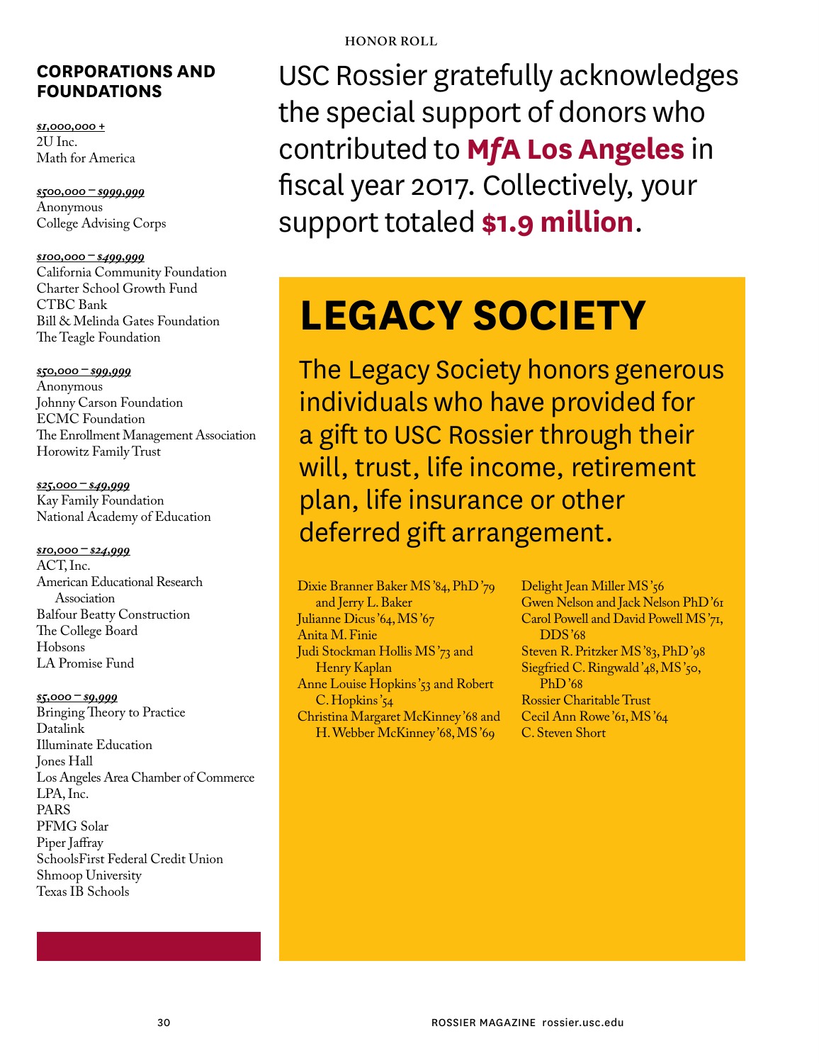## CORPORATIONS AND FOUNDATIONS

***$1,000,000 +***
2U Inc.
Math for America

***$500,000 – $999,999***
Anonymous
College Advising Corps

***$100,000 – $499,999***
California Community Foundation
Charter School Growth Fund
CTBC Bank
Bill & Melinda Gates Foundation
The Teagle Foundation

***$50,000 – $99,999***
Anonymous
Johnny Carson Foundation
ECMC Foundation
The Enrollment Management Association
Horowitz Family Trust

***$25,000 – $49,999***
Kay Family Foundation
National Academy of Education

***$10,000 – $24,999***
ACT, Inc.
American Educational Research Association
Balfour Beatty Construction
The College Board
Hobsons
LA Promise Fund

***$5,000 – $9,999***
Bringing Theory to Practice
Datalink
Illuminate Education
Jones Hall
Los Angeles Area Chamber of Commerce
LPA, Inc.
PARS
PFMG Solar
Piper Jaffray
SchoolsFirst Federal Credit Union
Shmoop University
Texas IB Schools

USC Rossier gratefully acknowledges the special support of donors who contributed to **MfA Los Angeles** in fiscal year 2017. Collectively, your support totaled **$1.9 million**.

# LEGACY SOCIETY

The Legacy Society honors generous individuals who have provided for a gift to USC Rossier through their will, trust, life income, retirement plan, life insurance or other deferred gift arrangement.

Dixie Branner Baker MS '84, PhD '79 and Jerry L. Baker
Julianne Dicus '64, MS '67
Anita M. Finie
Judi Stockman Hollis MS '73 and Henry Kaplan
Anne Louise Hopkins '53 and Robert C. Hopkins '54
Christina Margaret McKinney '68 and H. Webber McKinney '68, MS '69
Delight Jean Miller MS '56
Gwen Nelson and Jack Nelson PhD '61
Carol Powell and David Powell MS '71, DDS '68
Steven R. Pritzker MS '83, PhD '98
Siegfried C. Ringwald '48, MS '50, PhD '68
Rossier Charitable Trust
Cecil Ann Rowe '61, MS '64
C. Steven Short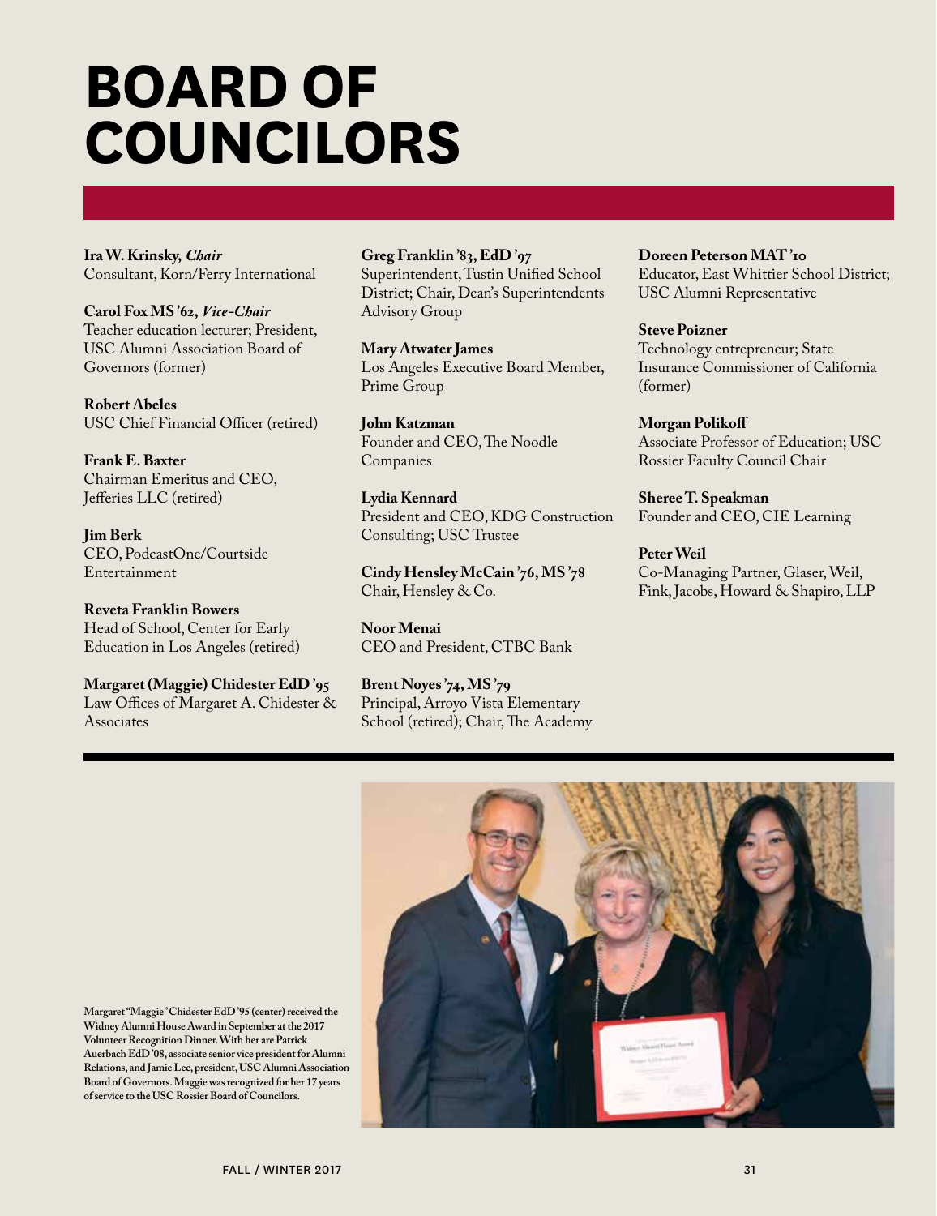# BOARD OF COUNCILORS

**Ira W. Krinsky,** ***Chair***
Consultant, Korn/Ferry International

**Carol Fox MS '62,** ***Vice-Chair***
Teacher education lecturer; President, USC Alumni Association Board of Governors (former)

**Robert Abeles**
USC Chief Financial Officer (retired)

**Frank E. Baxter**
Chairman Emeritus and CEO, Jefferies LLC (retired)

**Jim Berk**
CEO, PodcastOne/Courtside Entertainment

**Reveta Franklin Bowers**
Head of School, Center for Early Education in Los Angeles (retired)

**Margaret (Maggie) Chidester EdD '95**
Law Offices of Margaret A. Chidester & Associates

**Greg Franklin '83, EdD '97**
Superintendent, Tustin Unified School District; Chair, Dean's Superintendents Advisory Group

**Mary Atwater James**
Los Angeles Executive Board Member, Prime Group

**John Katzman**
Founder and CEO, The Noodle Companies

**Lydia Kennard**
President and CEO, KDG Construction Consulting; USC Trustee

**Cindy Hensley McCain '76, MS '78**
Chair, Hensley & Co.

**Noor Menai**
CEO and President, CTBC Bank

**Brent Noyes '74, MS '79**
Principal, Arroyo Vista Elementary School (retired); Chair, The Academy

**Doreen Peterson MAT '10**
Educator, East Whittier School District; USC Alumni Representative

**Steve Poizner**
Technology entrepreneur; State Insurance Commissioner of California (former)

**Morgan Polikoff**
Associate Professor of Education; USC Rossier Faculty Council Chair

**Sheree T. Speakman**
Founder and CEO, CIE Learning

**Peter Weil**
Co-Managing Partner, Glaser, Weil, Fink, Jacobs, Howard & Shapiro, LLP

Margaret "Maggie" Chidester EdD '95 (center) received the Widney Alumni House Award in September at the 2017 Volunteer Recognition Dinner. With her are Patrick Auerbach EdD '08, associate senior vice president for Alumni Relations, and Jamie Lee, president, USC Alumni Association Board of Governors. Maggie was recognized for her 17 years of service to the USC Rossier Board of Councilors.